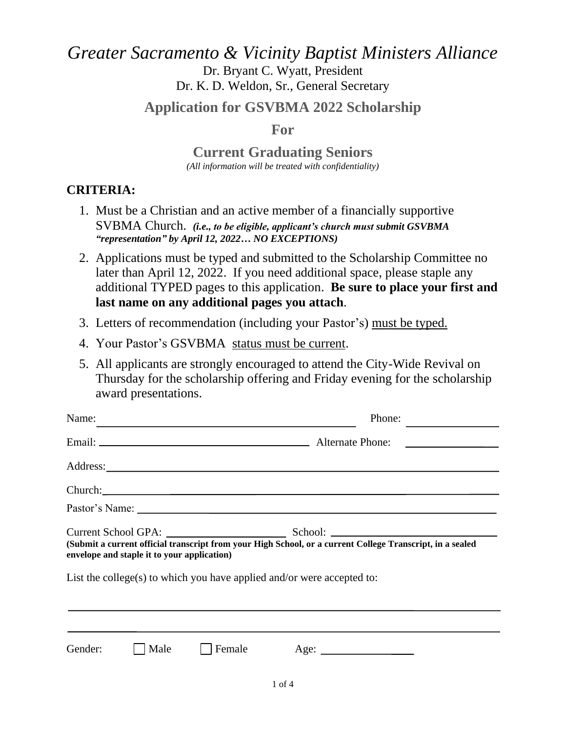# *Greater Sacramento & Vicinity Baptist Ministers Alliance*

Dr. Bryant C. Wyatt, President
Dr. K. D. Weldon, Sr., General Secretary

## Application for GSVBMA 2022 Scholarship

## For

## Current Graduating Seniors

*(All information will be treated with confidentiality)*

**CRITERIA:**

1. Must be a Christian and an active member of a financially supportive SVBMA Church. ***(i.e., to be eligible, applicant's church must submit GSVBMA "representation" by April 12, 2022… NO EXCEPTIONS)***
2. Applications must be typed and submitted to the Scholarship Committee no later than April 12, 2022. If you need additional space, please staple any additional TYPED pages to this application. **Be sure to place your first and last name on any additional pages you attach**.
3. Letters of recommendation (including your Pastor's) must be typed.
4. Your Pastor's GSVBMA status must be current.
5. All applicants are strongly encouraged to attend the City-Wide Revival on Thursday for the scholarship offering and Friday evening for the scholarship award presentations.

Name: ____________________________________________ Phone: ________________

Email: ____________________________________ Alternate Phone: ________________

Address: ______________________________________________________________

Church: _______________________________________________________________

Pastor's Name: _________________________________________________________

Current School GPA: ____________________ School: ___________________________

**(Submit a current official transcript from your High School, or a current College Transcript, in a sealed envelope and staple it to your application)**

List the college(s) to which you have applied and/or were accepted to:

_______________________________________________________________________

_______________________________________________________________________

Gender: ☐ Male ☐ Female Age: ________________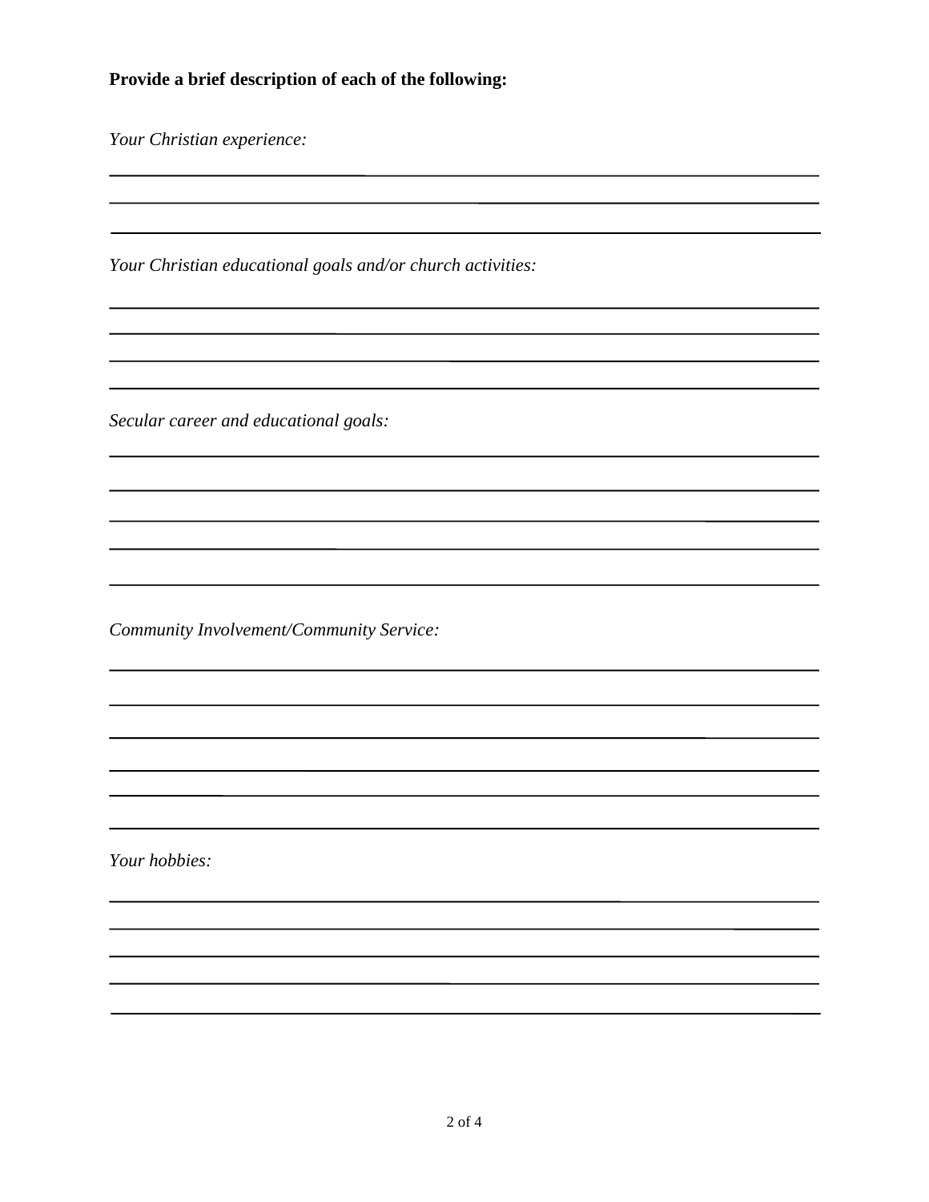**Provide a brief description of each of the following:**

*Your Christian experience:*

*Your Christian educational goals and/or church activities:*

*Secular career and educational goals:*

*Community Involvement/Community Service:*

*Your hobbies:*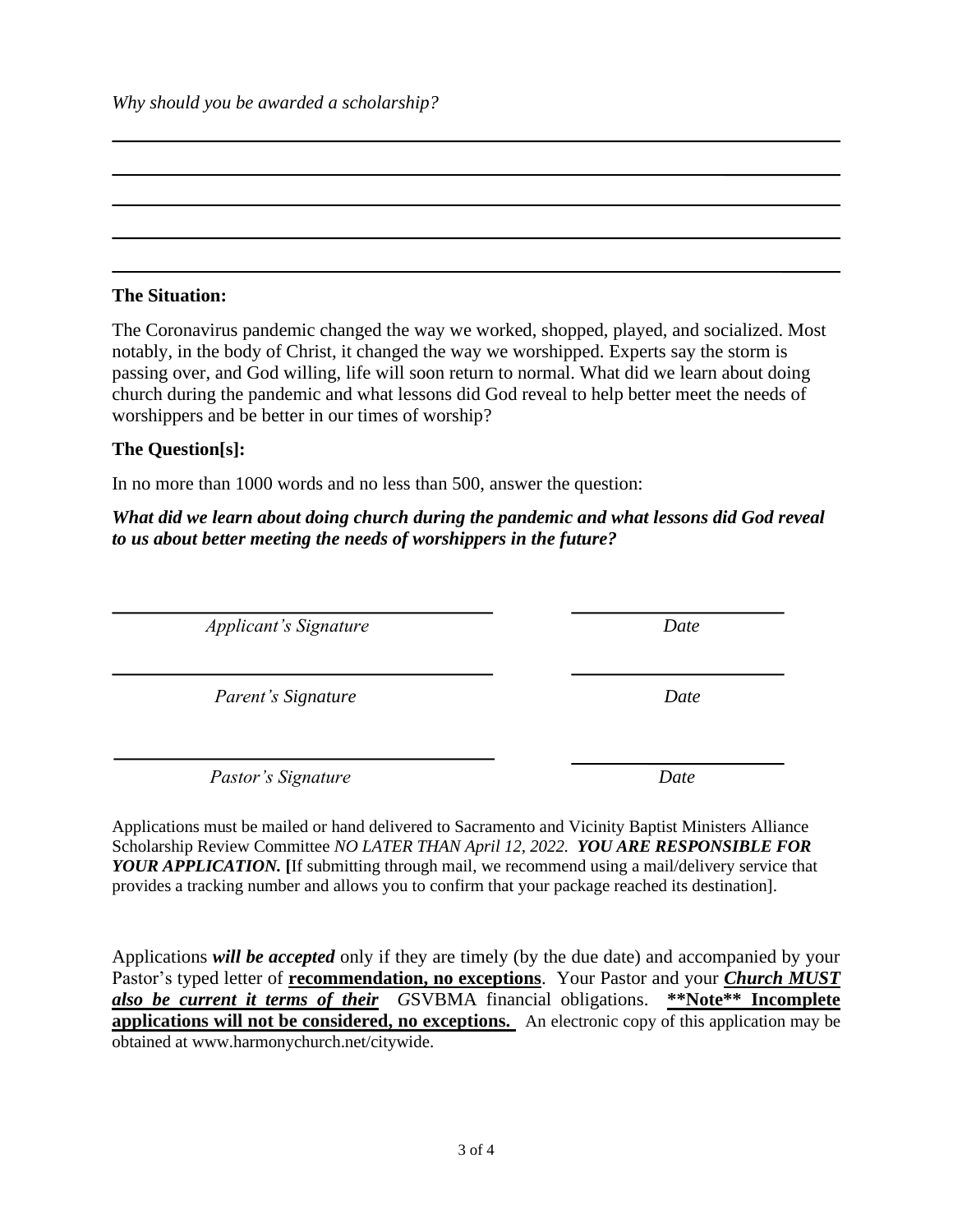*Why should you be awarded a scholarship?*

\_\_\_\_\_\_\_\_\_\_\_\_\_\_\_\_\_\_\_\_\_\_\_\_\_\_\_\_\_\_\_\_\_\_\_\_\_\_\_\_\_\_\_\_\_\_\_\_\_\_\_\_\_\_\_\_\_\_\_\_\_\_\_\_\_\_\_\_\_\_\_\_\_\_\_\_\_\_

\_\_\_\_\_\_\_\_\_\_\_\_\_\_\_\_\_\_\_\_\_\_\_\_\_\_\_\_\_\_\_\_\_\_\_\_\_\_\_\_\_\_\_\_\_\_\_\_\_\_\_\_\_\_\_\_\_\_\_\_\_\_\_\_\_\_\_\_\_\_\_\_\_\_\_\_\_\_

\_\_\_\_\_\_\_\_\_\_\_\_\_\_\_\_\_\_\_\_\_\_\_\_\_\_\_\_\_\_\_\_\_\_\_\_\_\_\_\_\_\_\_\_\_\_\_\_\_\_\_\_\_\_\_\_\_\_\_\_\_\_\_\_\_\_\_\_\_\_\_\_\_\_\_\_\_\_

\_\_\_\_\_\_\_\_\_\_\_\_\_\_\_\_\_\_\_\_\_\_\_\_\_\_\_\_\_\_\_\_\_\_\_\_\_\_\_\_\_\_\_\_\_\_\_\_\_\_\_\_\_\_\_\_\_\_\_\_\_\_\_\_\_\_\_\_\_\_\_\_\_\_\_\_\_\_

\_\_\_\_\_\_\_\_\_\_\_\_\_\_\_\_\_\_\_\_\_\_\_\_\_\_\_\_\_\_\_\_\_\_\_\_\_\_\_\_\_\_\_\_\_\_\_\_\_\_\_\_\_\_\_\_\_\_\_\_\_\_\_\_\_\_\_\_\_\_\_\_\_\_\_\_\_\_

**The Situation:**

The Coronavirus pandemic changed the way we worked, shopped, played, and socialized. Most notably, in the body of Christ, it changed the way we worshipped. Experts say the storm is passing over, and God willing, life will soon return to normal. What did we learn about doing church during the pandemic and what lessons did God reveal to help better meet the needs of worshippers and be better in our times of worship?

**The Question[s]:**

In no more than 1000 words and no less than 500, answer the question:

***What did we learn about doing church during the pandemic and what lessons did God reveal to us about better meeting the needs of worshippers in the future?***

\_\_\_\_\_\_\_\_\_\_\_\_\_\_\_\_\_\_\_\_\_\_\_\_\_\_\_\_\_\_\_\_\_\_\_\_ \_\_\_\_\_\_\_\_\_\_\_\_\_\_\_\_\_\_\_\_

*Applicant's Signature* *Date*

\_\_\_\_\_\_\_\_\_\_\_\_\_\_\_\_\_\_\_\_\_\_\_\_\_\_\_\_\_\_\_\_\_\_\_\_ \_\_\_\_\_\_\_\_\_\_\_\_\_\_\_\_\_\_\_\_

*Parent's Signature* *Date*

\_\_\_\_\_\_\_\_\_\_\_\_\_\_\_\_\_\_\_\_\_\_\_\_\_\_\_\_\_\_\_\_\_\_\_\_ \_\_\_\_\_\_\_\_\_\_\_\_\_\_\_\_\_\_\_\_

*Pastor's Signature* *Date*

Applications must be mailed or hand delivered to Sacramento and Vicinity Baptist Ministers Alliance Scholarship Review Committee *NO LATER THAN April 12, 2022.* ***YOU ARE RESPONSIBLE FOR YOUR APPLICATION.*** **[**If submitting through mail, we recommend using a mail/delivery service that provides a tracking number and allows you to confirm that your package reached its destination].

Applications ***will be accepted*** only if they are timely (by the due date) and accompanied by your Pastor's typed letter of **recommendation, no exceptions**. Your Pastor and your ***Church MUST also be current it terms of their*** *G*SVBMA financial obligations. **\*\*Note\*\* Incomplete applications will not be considered, no exceptions.** An electronic copy of this application may be obtained at www.harmonychurch.net/citywide.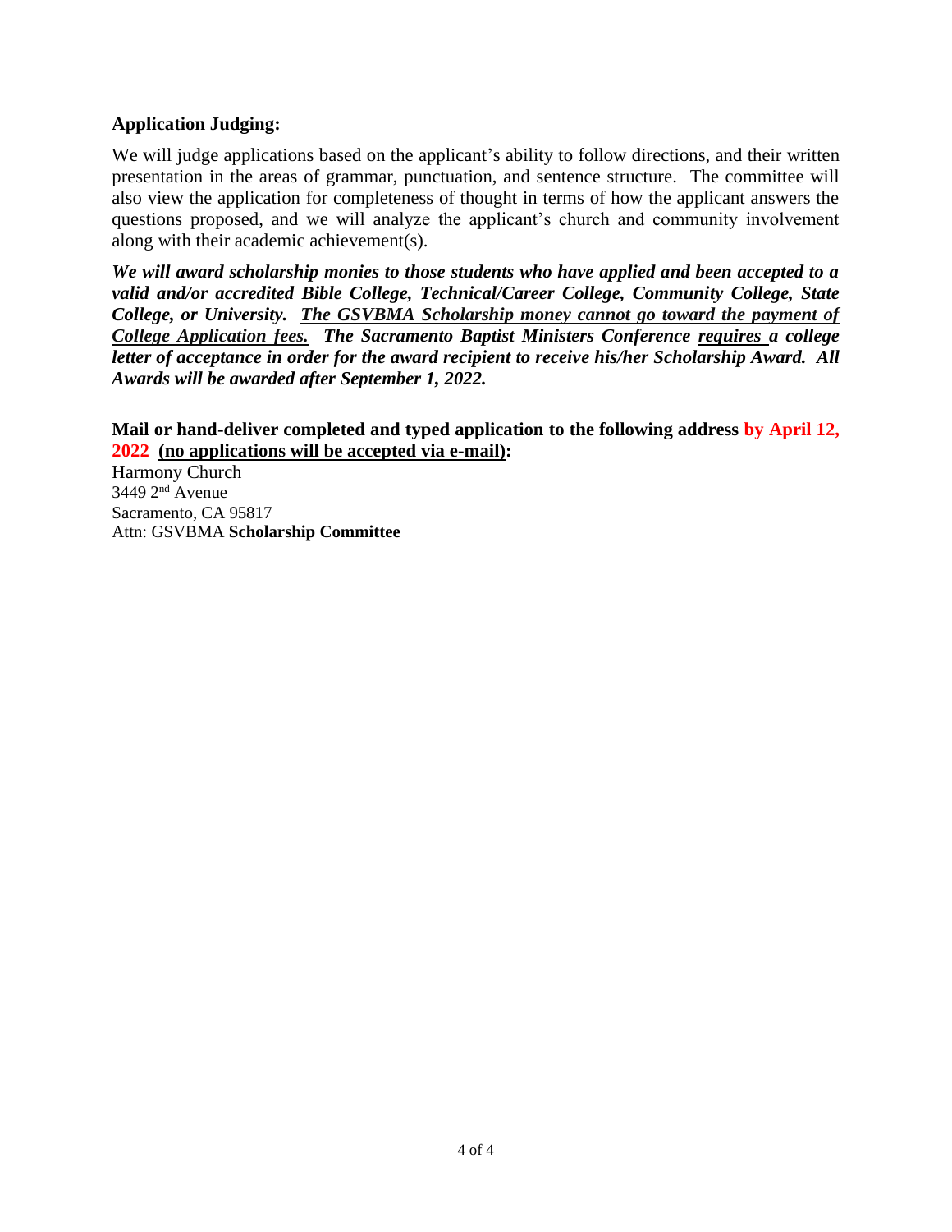**Application Judging:**

We will judge applications based on the applicant's ability to follow directions, and their written presentation in the areas of grammar, punctuation, and sentence structure. The committee will also view the application for completeness of thought in terms of how the applicant answers the questions proposed, and we will analyze the applicant's church and community involvement along with their academic achievement(s).

***We will award scholarship monies to those students who have applied and been accepted to a valid and/or accredited Bible College, Technical/Career College, Community College, State College, or University. <u>The GSVBMA Scholarship money cannot go toward the payment of College Application fees.</u> The Sacramento Baptist Ministers Conference <u>requires</u> a college letter of acceptance in order for the award recipient to receive his/her Scholarship Award. All Awards will be awarded after September 1, 2022.***

**Mail or hand-deliver completed and typed application to the following address by April 12, 2022 <u>(no applications will be accepted via e-mail)</u>:**

Harmony Church
3449 2nd Avenue
Sacramento, CA 95817
Attn: GSVBMA **Scholarship Committee**